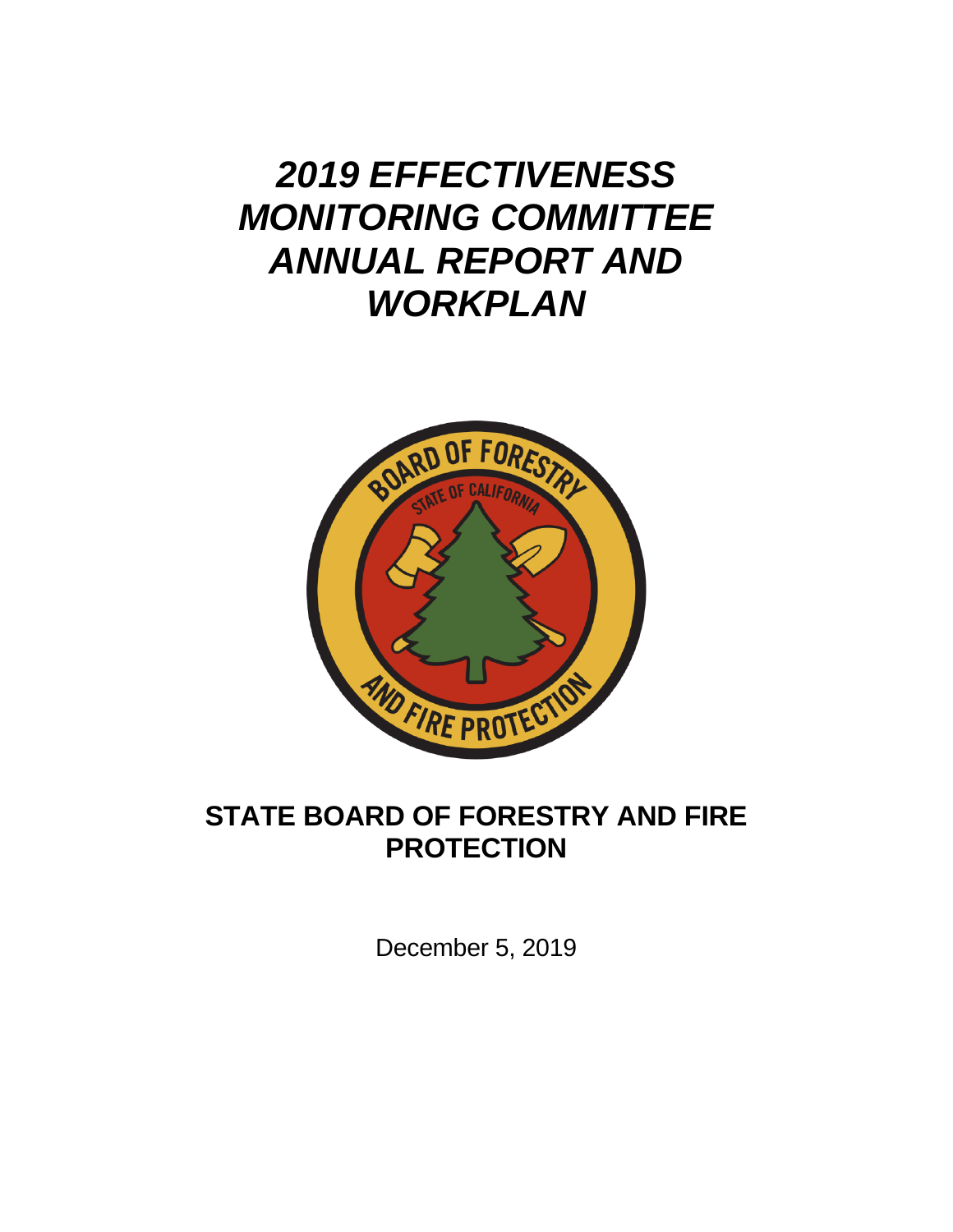# *2019 EFFECTIVENESS MONITORING COMMITTEE ANNUAL REPORT AND WORKPLAN*

## STATE BOARD OF FORESTRY AND FIRE PROTECTION

December 5, 2019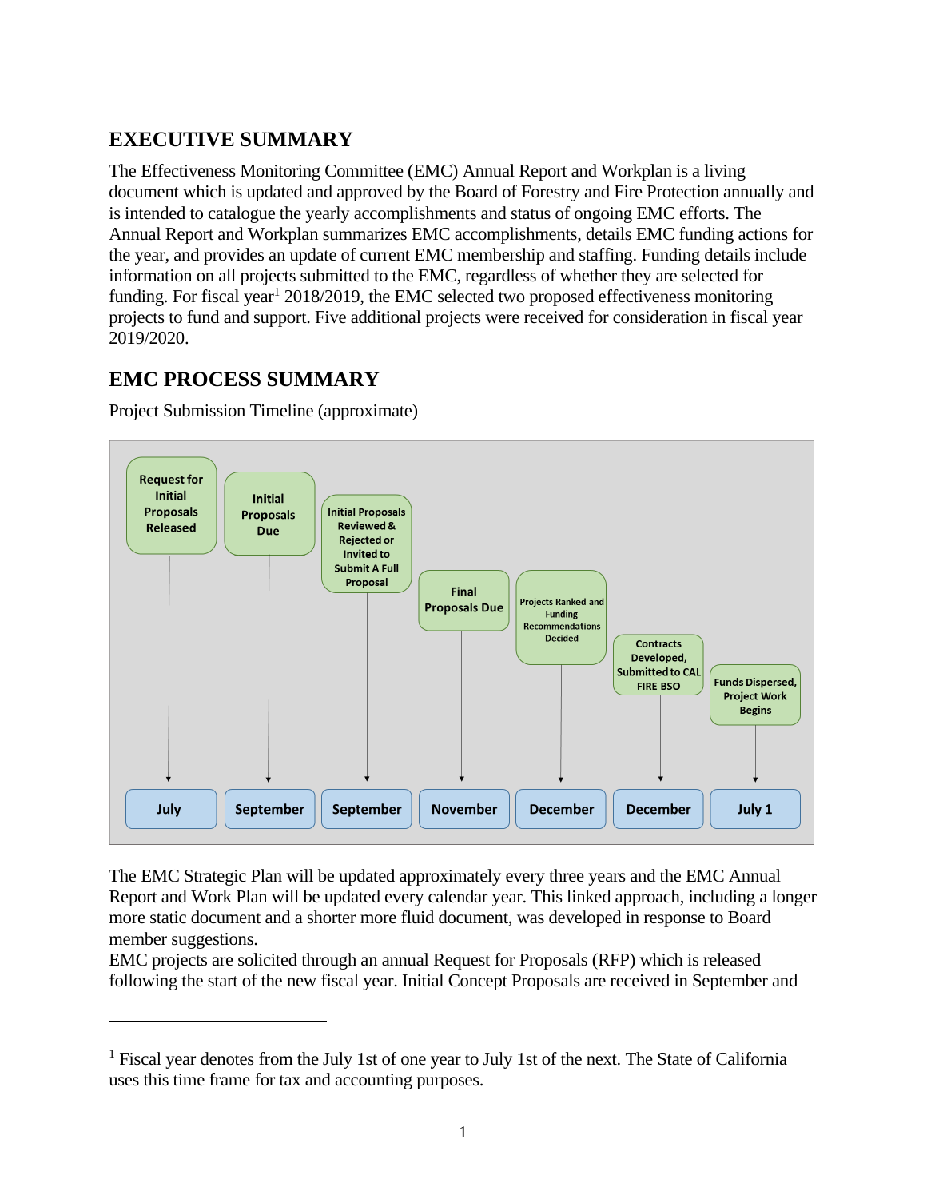## EXECUTIVE SUMMARY

The Effectiveness Monitoring Committee (EMC) Annual Report and Workplan is a living document which is updated and approved by the Board of Forestry and Fire Protection annually and is intended to catalogue the yearly accomplishments and status of ongoing EMC efforts. The Annual Report and Workplan summarizes EMC accomplishments, details EMC funding actions for the year, and provides an update of current EMC membership and staffing. Funding details include information on all projects submitted to the EMC, regardless of whether they are selected for funding. For fiscal year[1] 2018/2019, the EMC selected two proposed effectiveness monitoring projects to fund and support. Five additional projects were received for consideration in fiscal year 2019/2020.

## EMC PROCESS SUMMARY

Project Submission Timeline (approximate)

| Step | Timing |
| --- | --- |
| Request for Initial Proposals Released | July |
| Initial Proposals Due | September |
| Initial Proposals Reviewed & Rejected or Invited to Submit A Full Proposal | September |
| Final Proposals Due | November |
| Projects Ranked and Funding Recommendations Decided | December |
| Contracts Developed, Submitted to CAL FIRE BSO | December |
| Funds Dispersed, Project Work Begins | July 1 |

The EMC Strategic Plan will be updated approximately every three years and the EMC Annual Report and Work Plan will be updated every calendar year. This linked approach, including a longer more static document and a shorter more fluid document, was developed in response to Board member suggestions.

EMC projects are solicited through an annual Request for Proposals (RFP) which is released following the start of the new fiscal year. Initial Concept Proposals are received in September and

[1] Fiscal year denotes from the July 1st of one year to July 1st of the next. The State of California uses this time frame for tax and accounting purposes.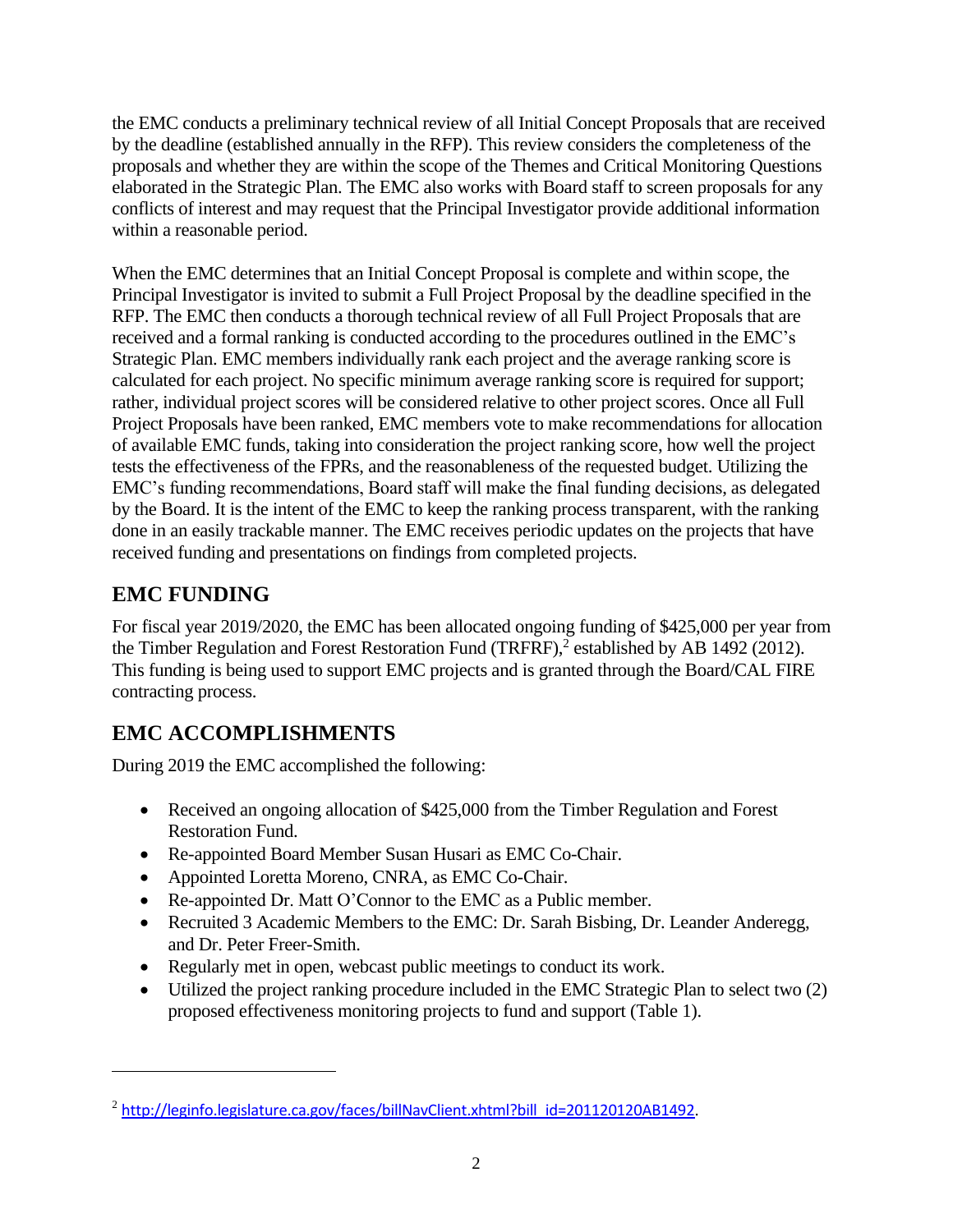the EMC conducts a preliminary technical review of all Initial Concept Proposals that are received by the deadline (established annually in the RFP). This review considers the completeness of the proposals and whether they are within the scope of the Themes and Critical Monitoring Questions elaborated in the Strategic Plan. The EMC also works with Board staff to screen proposals for any conflicts of interest and may request that the Principal Investigator provide additional information within a reasonable period.

When the EMC determines that an Initial Concept Proposal is complete and within scope, the Principal Investigator is invited to submit a Full Project Proposal by the deadline specified in the RFP. The EMC then conducts a thorough technical review of all Full Project Proposals that are received and a formal ranking is conducted according to the procedures outlined in the EMC's Strategic Plan. EMC members individually rank each project and the average ranking score is calculated for each project. No specific minimum average ranking score is required for support; rather, individual project scores will be considered relative to other project scores. Once all Full Project Proposals have been ranked, EMC members vote to make recommendations for allocation of available EMC funds, taking into consideration the project ranking score, how well the project tests the effectiveness of the FPRs, and the reasonableness of the requested budget. Utilizing the EMC's funding recommendations, Board staff will make the final funding decisions, as delegated by the Board. It is the intent of the EMC to keep the ranking process transparent, with the ranking done in an easily trackable manner. The EMC receives periodic updates on the projects that have received funding and presentations on findings from completed projects.

## EMC FUNDING

For fiscal year 2019/2020, the EMC has been allocated ongoing funding of $425,000 per year from the Timber Regulation and Forest Restoration Fund (TRFRF),[2] established by AB 1492 (2012). This funding is being used to support EMC projects and is granted through the Board/CAL FIRE contracting process.

## EMC ACCOMPLISHMENTS

During 2019 the EMC accomplished the following:

- Received an ongoing allocation of $425,000 from the Timber Regulation and Forest Restoration Fund.
- Re-appointed Board Member Susan Husari as EMC Co-Chair.
- Appointed Loretta Moreno, CNRA, as EMC Co-Chair.
- Re-appointed Dr. Matt O'Connor to the EMC as a Public member.
- Recruited 3 Academic Members to the EMC: Dr. Sarah Bisbing, Dr. Leander Anderegg, and Dr. Peter Freer-Smith.
- Regularly met in open, webcast public meetings to conduct its work.
- Utilized the project ranking procedure included in the EMC Strategic Plan to select two (2) proposed effectiveness monitoring projects to fund and support (Table 1).

---

[2] http://leginfo.legislature.ca.gov/faces/billNavClient.xhtml?bill_id=201120120AB1492.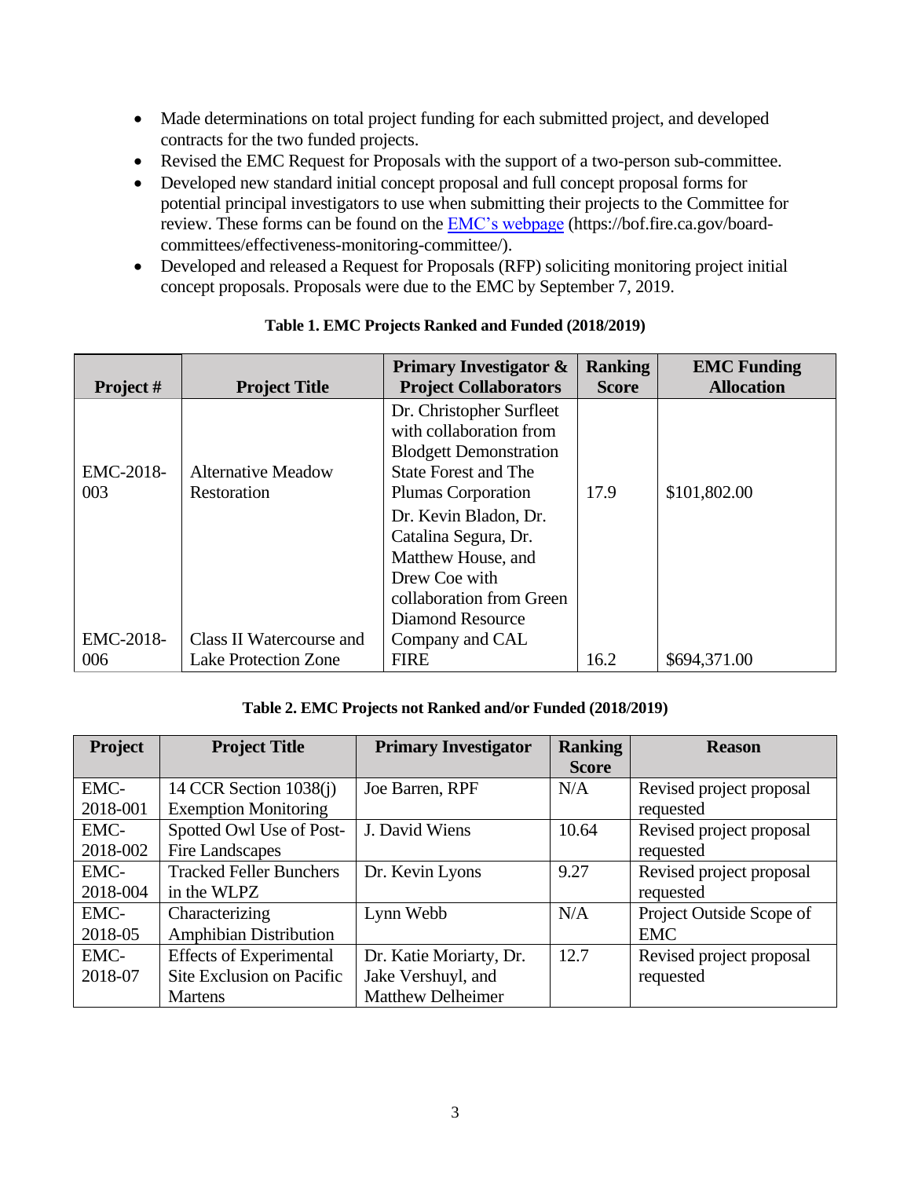- Made determinations on total project funding for each submitted project, and developed contracts for the two funded projects.
- Revised the EMC Request for Proposals with the support of a two-person sub-committee.
- Developed new standard initial concept proposal and full concept proposal forms for potential principal investigators to use when submitting their projects to the Committee for review. These forms can be found on the [EMC's webpage](https://bof.fire.ca.gov/board-committees/effectiveness-monitoring-committee/) (https://bof.fire.ca.gov/board-committees/effectiveness-monitoring-committee/).
- Developed and released a Request for Proposals (RFP) soliciting monitoring project initial concept proposals. Proposals were due to the EMC by September 7, 2019.

**Table 1. EMC Projects Ranked and Funded (2018/2019)**

| Project # | Project Title | Primary Investigator & Project Collaborators | Ranking Score | EMC Funding Allocation |
|---|---|---|---|---|
| EMC-2018-003 | Alternative Meadow Restoration | Dr. Christopher Surfleet with collaboration from Blodgett Demonstration State Forest and The Plumas Corporation | 17.9 | $101,802.00 |
| EMC-2018-006 | Class II Watercourse and Lake Protection Zone | Dr. Kevin Bladon, Dr. Catalina Segura, Dr. Matthew House, and Drew Coe with collaboration from Green Diamond Resource Company and CAL FIRE | 16.2 | $694,371.00 |

**Table 2. EMC Projects not Ranked and/or Funded (2018/2019)**

| Project | Project Title | Primary Investigator | Ranking Score | Reason |
|---|---|---|---|---|
| EMC-2018-001 | 14 CCR Section 1038(j) Exemption Monitoring | Joe Barren, RPF | N/A | Revised project proposal requested |
| EMC-2018-002 | Spotted Owl Use of Post-Fire Landscapes | J. David Wiens | 10.64 | Revised project proposal requested |
| EMC-2018-004 | Tracked Feller Bunchers in the WLPZ | Dr. Kevin Lyons | 9.27 | Revised project proposal requested |
| EMC-2018-05 | Characterizing Amphibian Distribution | Lynn Webb | N/A | Project Outside Scope of EMC |
| EMC-2018-07 | Effects of Experimental Site Exclusion on Pacific Martens | Dr. Katie Moriarty, Dr. Jake Vershuyl, and Matthew Delheimer | 12.7 | Revised project proposal requested |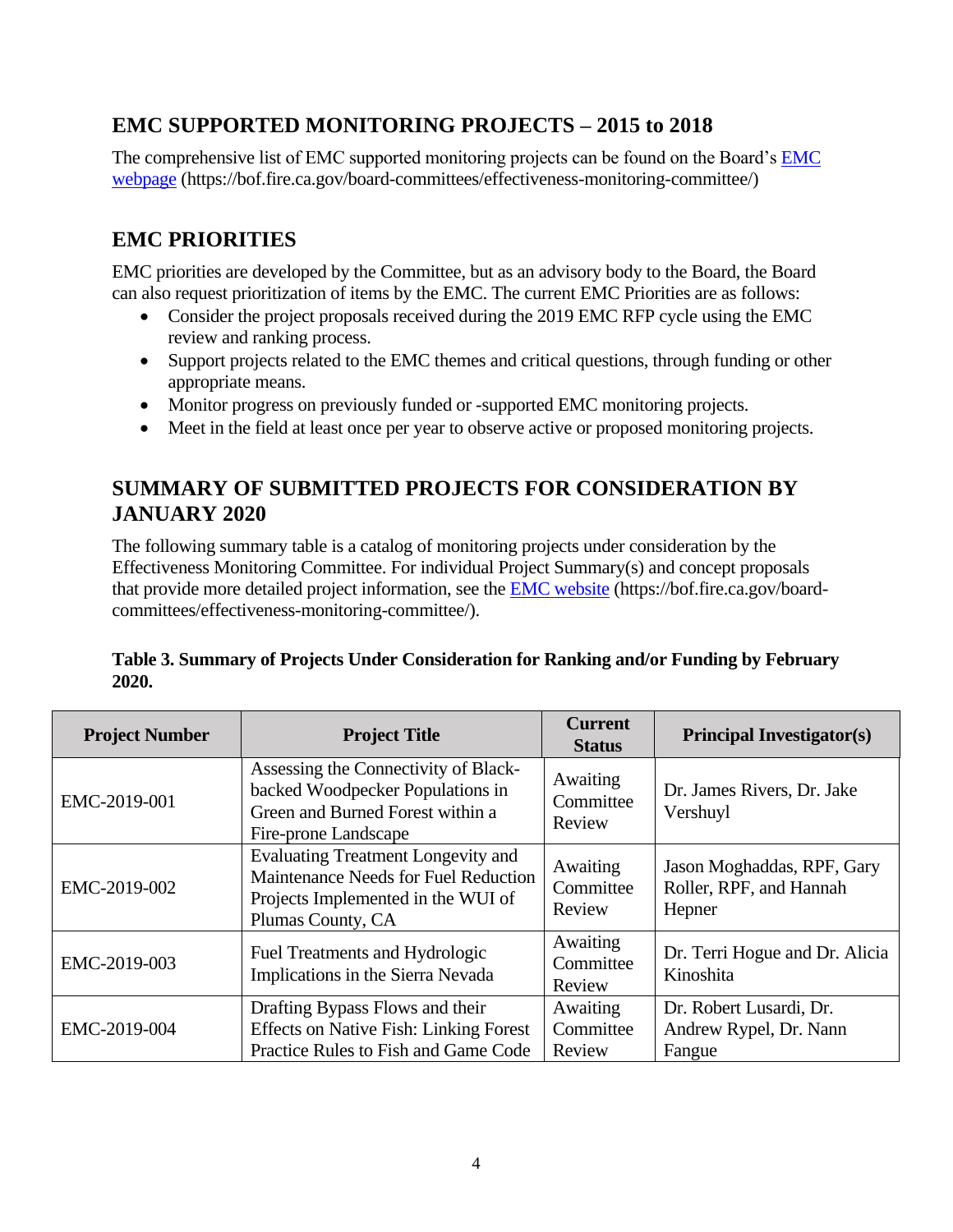## EMC SUPPORTED MONITORING PROJECTS – 2015 to 2018

The comprehensive list of EMC supported monitoring projects can be found on the Board's [EMC webpage](https://bof.fire.ca.gov/board-committees/effectiveness-monitoring-committee/) (https://bof.fire.ca.gov/board-committees/effectiveness-monitoring-committee/)

## EMC PRIORITIES

EMC priorities are developed by the Committee, but as an advisory body to the Board, the Board can also request prioritization of items by the EMC. The current EMC Priorities are as follows:

- Consider the project proposals received during the 2019 EMC RFP cycle using the EMC review and ranking process.
- Support projects related to the EMC themes and critical questions, through funding or other appropriate means.
- Monitor progress on previously funded or -supported EMC monitoring projects.
- Meet in the field at least once per year to observe active or proposed monitoring projects.

## SUMMARY OF SUBMITTED PROJECTS FOR CONSIDERATION BY JANUARY 2020

The following summary table is a catalog of monitoring projects under consideration by the Effectiveness Monitoring Committee. For individual Project Summary(s) and concept proposals that provide more detailed project information, see the [EMC website](https://bof.fire.ca.gov/board-committees/effectiveness-monitoring-committee/) (https://bof.fire.ca.gov/board-committees/effectiveness-monitoring-committee/).

**Table 3. Summary of Projects Under Consideration for Ranking and/or Funding by February 2020.**

| Project Number | Project Title | Current Status | Principal Investigator(s) |
|---|---|---|---|
| EMC-2019-001 | Assessing the Connectivity of Black-backed Woodpecker Populations in Green and Burned Forest within a Fire-prone Landscape | Awaiting Committee Review | Dr. James Rivers, Dr. Jake Vershuyl |
| EMC-2019-002 | Evaluating Treatment Longevity and Maintenance Needs for Fuel Reduction Projects Implemented in the WUI of Plumas County, CA | Awaiting Committee Review | Jason Moghaddas, RPF, Gary Roller, RPF, and Hannah Hepner |
| EMC-2019-003 | Fuel Treatments and Hydrologic Implications in the Sierra Nevada | Awaiting Committee Review | Dr. Terri Hogue and Dr. Alicia Kinoshita |
| EMC-2019-004 | Drafting Bypass Flows and their Effects on Native Fish: Linking Forest Practice Rules to Fish and Game Code | Awaiting Committee Review | Dr. Robert Lusardi, Dr. Andrew Rypel, Dr. Nann Fangue |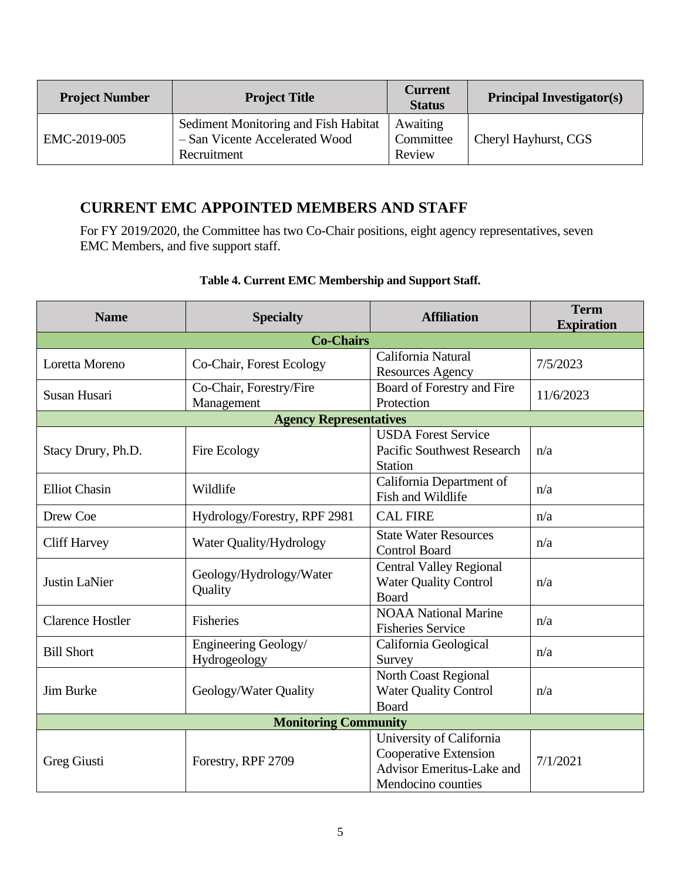| Project Number | Project Title | Current Status | Principal Investigator(s) |
|---|---|---|---|
| EMC-2019-005 | Sediment Monitoring and Fish Habitat – San Vicente Accelerated Wood Recruitment | Awaiting Committee Review | Cheryl Hayhurst, CGS |

## CURRENT EMC APPOINTED MEMBERS AND STAFF

For FY 2019/2020, the Committee has two Co-Chair positions, eight agency representatives, seven EMC Members, and five support staff.

**Table 4. Current EMC Membership and Support Staff.**

| Name | Specialty | Affiliation | Term Expiration |
|---|---|---|---|
| **Co-Chairs** | | | |
| Loretta Moreno | Co-Chair, Forest Ecology | California Natural Resources Agency | 7/5/2023 |
| Susan Husari | Co-Chair, Forestry/Fire Management | Board of Forestry and Fire Protection | 11/6/2023 |
| **Agency Representatives** | | | |
| Stacy Drury, Ph.D. | Fire Ecology | USDA Forest Service Pacific Southwest Research Station | n/a |
| Elliot Chasin | Wildlife | California Department of Fish and Wildlife | n/a |
| Drew Coe | Hydrology/Forestry, RPF 2981 | CAL FIRE | n/a |
| Cliff Harvey | Water Quality/Hydrology | State Water Resources Control Board | n/a |
| Justin LaNier | Geology/Hydrology/Water Quality | Central Valley Regional Water Quality Control Board | n/a |
| Clarence Hostler | Fisheries | NOAA National Marine Fisheries Service | n/a |
| Bill Short | Engineering Geology/ Hydrogeology | California Geological Survey | n/a |
| Jim Burke | Geology/Water Quality | North Coast Regional Water Quality Control Board | n/a |
| **Monitoring Community** | | | |
| Greg Giusti | Forestry, RPF 2709 | University of California Cooperative Extension Advisor Emeritus-Lake and Mendocino counties | 7/1/2021 |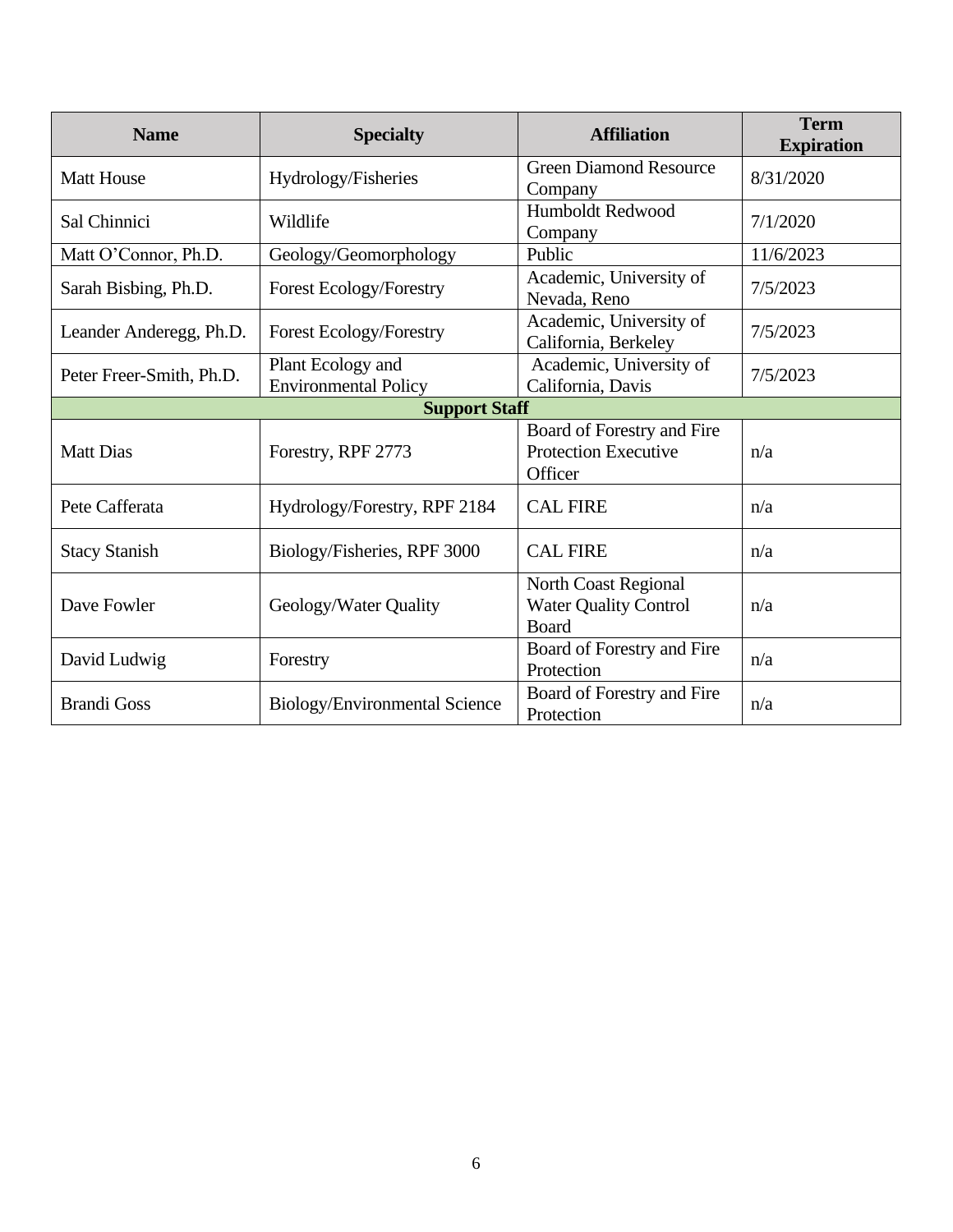| Name | Specialty | Affiliation | Term Expiration |
|---|---|---|---|
| Matt House | Hydrology/Fisheries | Green Diamond Resource Company | 8/31/2020 |
| Sal Chinnici | Wildlife | Humboldt Redwood Company | 7/1/2020 |
| Matt O'Connor, Ph.D. | Geology/Geomorphology | Public | 11/6/2023 |
| Sarah Bisbing, Ph.D. | Forest Ecology/Forestry | Academic, University of Nevada, Reno | 7/5/2023 |
| Leander Anderegg, Ph.D. | Forest Ecology/Forestry | Academic, University of California, Berkeley | 7/5/2023 |
| Peter Freer-Smith, Ph.D. | Plant Ecology and Environmental Policy | Academic, University of California, Davis | 7/5/2023 |
| **Support Staff** | | | |
| Matt Dias | Forestry, RPF 2773 | Board of Forestry and Fire Protection Executive Officer | n/a |
| Pete Cafferata | Hydrology/Forestry, RPF 2184 | CAL FIRE | n/a |
| Stacy Stanish | Biology/Fisheries, RPF 3000 | CAL FIRE | n/a |
| Dave Fowler | Geology/Water Quality | North Coast Regional Water Quality Control Board | n/a |
| David Ludwig | Forestry | Board of Forestry and Fire Protection | n/a |
| Brandi Goss | Biology/Environmental Science | Board of Forestry and Fire Protection | n/a |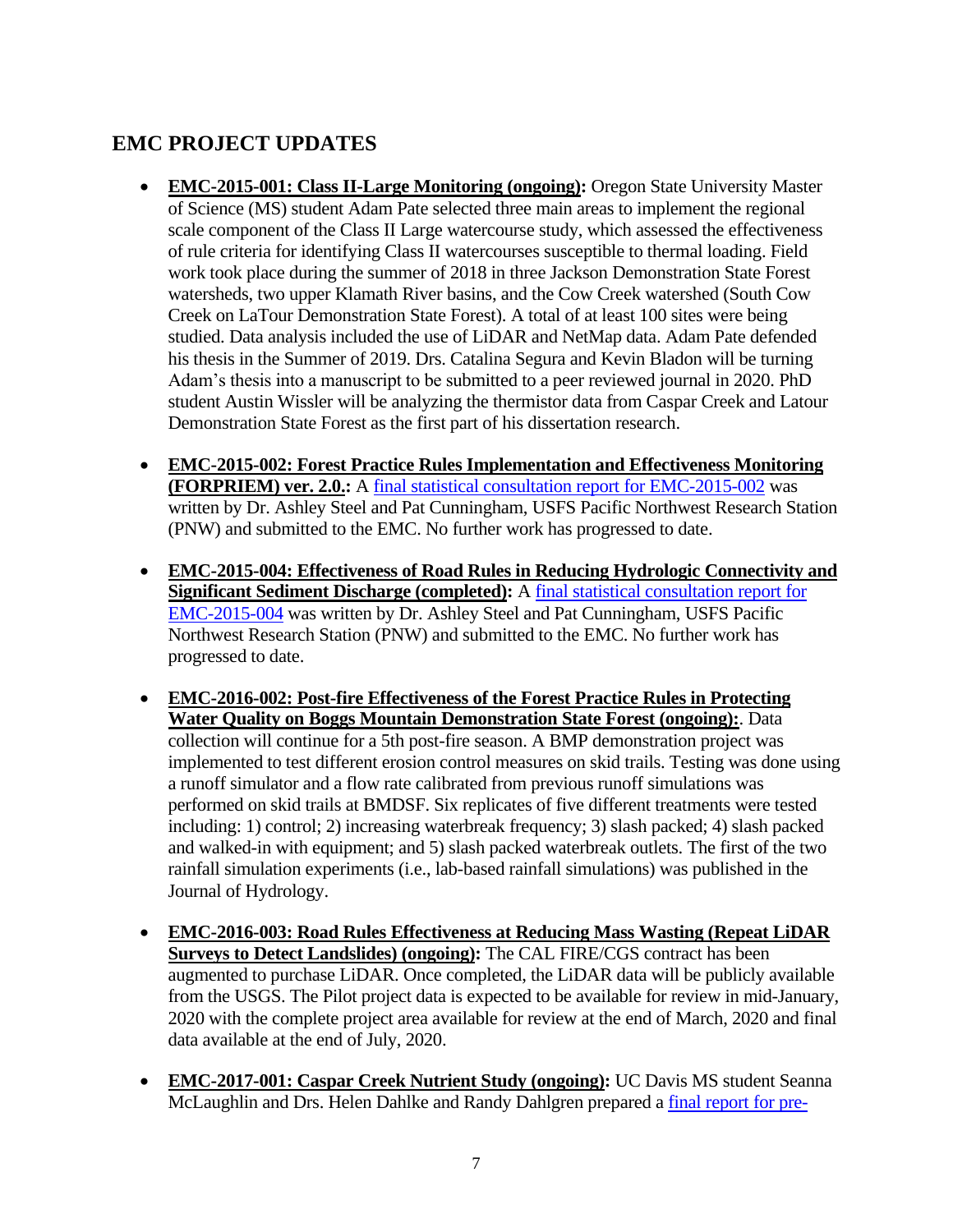## EMC PROJECT UPDATES

- **EMC-2015-001: Class II-Large Monitoring (ongoing):** Oregon State University Master of Science (MS) student Adam Pate selected three main areas to implement the regional scale component of the Class II Large watercourse study, which assessed the effectiveness of rule criteria for identifying Class II watercourses susceptible to thermal loading. Field work took place during the summer of 2018 in three Jackson Demonstration State Forest watersheds, two upper Klamath River basins, and the Cow Creek watershed (South Cow Creek on LaTour Demonstration State Forest). A total of at least 100 sites were being studied. Data analysis included the use of LiDAR and NetMap data. Adam Pate defended his thesis in the Summer of 2019. Drs. Catalina Segura and Kevin Bladon will be turning Adam's thesis into a manuscript to be submitted to a peer reviewed journal in 2020. PhD student Austin Wissler will be analyzing the thermistor data from Caspar Creek and Latour Demonstration State Forest as the first part of his dissertation research.

- **EMC-2015-002: Forest Practice Rules Implementation and Effectiveness Monitoring (FORPRIEM) ver. 2.0.:** A final statistical consultation report for EMC-2015-002 was written by Dr. Ashley Steel and Pat Cunningham, USFS Pacific Northwest Research Station (PNW) and submitted to the EMC. No further work has progressed to date.

- **EMC-2015-004: Effectiveness of Road Rules in Reducing Hydrologic Connectivity and Significant Sediment Discharge (completed):** A final statistical consultation report for EMC-2015-004 was written by Dr. Ashley Steel and Pat Cunningham, USFS Pacific Northwest Research Station (PNW) and submitted to the EMC. No further work has progressed to date.

- **EMC-2016-002: Post-fire Effectiveness of the Forest Practice Rules in Protecting Water Quality on Boggs Mountain Demonstration State Forest (ongoing):**. Data collection will continue for a 5th post-fire season. A BMP demonstration project was implemented to test different erosion control measures on skid trails. Testing was done using a runoff simulator and a flow rate calibrated from previous runoff simulations was performed on skid trails at BMDSF. Six replicates of five different treatments were tested including: 1) control; 2) increasing waterbreak frequency; 3) slash packed; 4) slash packed and walked-in with equipment; and 5) slash packed waterbreak outlets. The first of the two rainfall simulation experiments (i.e., lab-based rainfall simulations) was published in the Journal of Hydrology.

- **EMC-2016-003: Road Rules Effectiveness at Reducing Mass Wasting (Repeat LiDAR Surveys to Detect Landslides) (ongoing):** The CAL FIRE/CGS contract has been augmented to purchase LiDAR. Once completed, the LiDAR data will be publicly available from the USGS. The Pilot project data is expected to be available for review in mid-January, 2020 with the complete project area available for review at the end of March, 2020 and final data available at the end of July, 2020.

- **EMC-2017-001: Caspar Creek Nutrient Study (ongoing):** UC Davis MS student Seanna McLaughlin and Drs. Helen Dahlke and Randy Dahlgren prepared a final report for pre-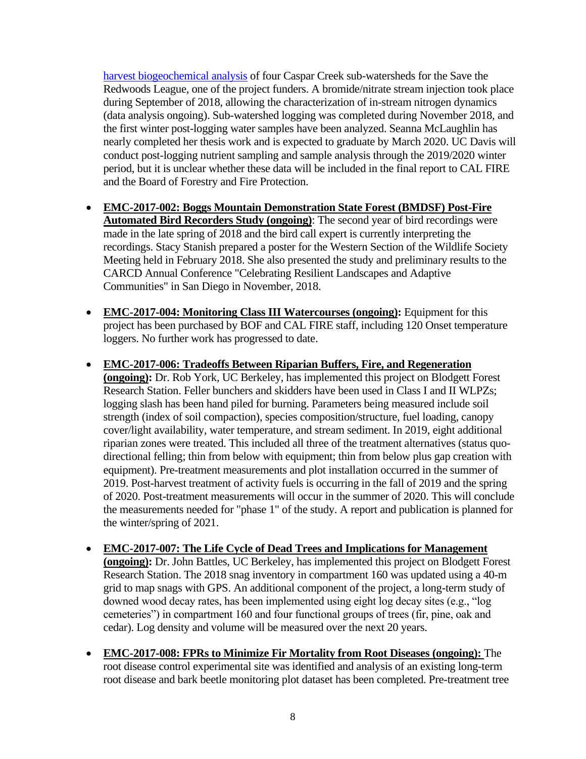harvest biogeochemical analysis of four Caspar Creek sub-watersheds for the Save the Redwoods League, one of the project funders. A bromide/nitrate stream injection took place during September of 2018, allowing the characterization of in-stream nitrogen dynamics (data analysis ongoing). Sub-watershed logging was completed during November 2018, and the first winter post-logging water samples have been analyzed. Seanna McLaughlin has nearly completed her thesis work and is expected to graduate by March 2020. UC Davis will conduct post-logging nutrient sampling and sample analysis through the 2019/2020 winter period, but it is unclear whether these data will be included in the final report to CAL FIRE and the Board of Forestry and Fire Protection.

- **EMC-2017-002: Boggs Mountain Demonstration State Forest (BMDSF) Post-Fire Automated Bird Recorders Study (ongoing)**: The second year of bird recordings were made in the late spring of 2018 and the bird call expert is currently interpreting the recordings. Stacy Stanish prepared a poster for the Western Section of the Wildlife Society Meeting held in February 2018. She also presented the study and preliminary results to the CARCD Annual Conference "Celebrating Resilient Landscapes and Adaptive Communities" in San Diego in November, 2018.

- **EMC-2017-004: Monitoring Class III Watercourses (ongoing):** Equipment for this project has been purchased by BOF and CAL FIRE staff, including 120 Onset temperature loggers. No further work has progressed to date.

- **EMC-2017-006: Tradeoffs Between Riparian Buffers, Fire, and Regeneration (ongoing):** Dr. Rob York, UC Berkeley, has implemented this project on Blodgett Forest Research Station. Feller bunchers and skidders have been used in Class I and II WLPZs; logging slash has been hand piled for burning. Parameters being measured include soil strength (index of soil compaction), species composition/structure, fuel loading, canopy cover/light availability, water temperature, and stream sediment. In 2019, eight additional riparian zones were treated. This included all three of the treatment alternatives (status quo-directional felling; thin from below with equipment; thin from below plus gap creation with equipment). Pre-treatment measurements and plot installation occurred in the summer of 2019. Post-harvest treatment of activity fuels is occurring in the fall of 2019 and the spring of 2020. Post-treatment measurements will occur in the summer of 2020. This will conclude the measurements needed for "phase 1" of the study. A report and publication is planned for the winter/spring of 2021.

- **EMC-2017-007: The Life Cycle of Dead Trees and Implications for Management (ongoing):** Dr. John Battles, UC Berkeley, has implemented this project on Blodgett Forest Research Station. The 2018 snag inventory in compartment 160 was updated using a 40-m grid to map snags with GPS. An additional component of the project, a long-term study of downed wood decay rates, has been implemented using eight log decay sites (e.g., "log cemeteries") in compartment 160 and four functional groups of trees (fir, pine, oak and cedar). Log density and volume will be measured over the next 20 years.

- **EMC-2017-008: FPRs to Minimize Fir Mortality from Root Diseases (ongoing):** The root disease control experimental site was identified and analysis of an existing long-term root disease and bark beetle monitoring plot dataset has been completed. Pre-treatment tree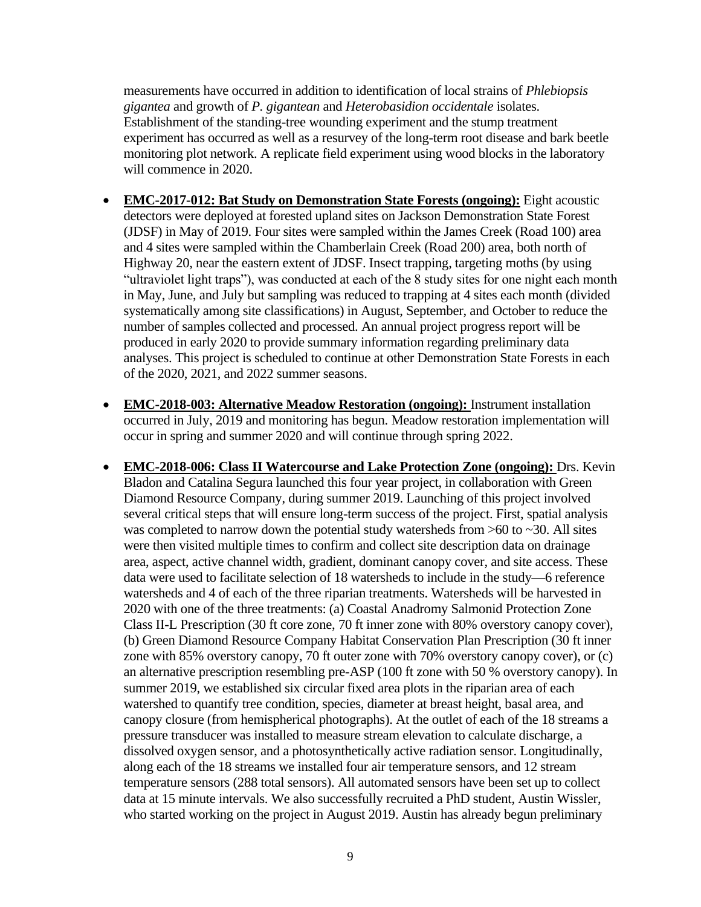measurements have occurred in addition to identification of local strains of *Phlebiopsis gigantea* and growth of *P. gigantean* and *Heterobasidion occidentale* isolates. Establishment of the standing-tree wounding experiment and the stump treatment experiment has occurred as well as a resurvey of the long-term root disease and bark beetle monitoring plot network. A replicate field experiment using wood blocks in the laboratory will commence in 2020.

- **EMC-2017-012: Bat Study on Demonstration State Forests (ongoing):** Eight acoustic detectors were deployed at forested upland sites on Jackson Demonstration State Forest (JDSF) in May of 2019. Four sites were sampled within the James Creek (Road 100) area and 4 sites were sampled within the Chamberlain Creek (Road 200) area, both north of Highway 20, near the eastern extent of JDSF. Insect trapping, targeting moths (by using "ultraviolet light traps"), was conducted at each of the 8 study sites for one night each month in May, June, and July but sampling was reduced to trapping at 4 sites each month (divided systematically among site classifications) in August, September, and October to reduce the number of samples collected and processed. An annual project progress report will be produced in early 2020 to provide summary information regarding preliminary data analyses. This project is scheduled to continue at other Demonstration State Forests in each of the 2020, 2021, and 2022 summer seasons.

- **EMC-2018-003: Alternative Meadow Restoration (ongoing):** Instrument installation occurred in July, 2019 and monitoring has begun. Meadow restoration implementation will occur in spring and summer 2020 and will continue through spring 2022.

- **EMC-2018-006: Class II Watercourse and Lake Protection Zone (ongoing):** Drs. Kevin Bladon and Catalina Segura launched this four year project, in collaboration with Green Diamond Resource Company, during summer 2019. Launching of this project involved several critical steps that will ensure long-term success of the project. First, spatial analysis was completed to narrow down the potential study watersheds from >60 to ~30. All sites were then visited multiple times to confirm and collect site description data on drainage area, aspect, active channel width, gradient, dominant canopy cover, and site access. These data were used to facilitate selection of 18 watersheds to include in the study—6 reference watersheds and 4 of each of the three riparian treatments. Watersheds will be harvested in 2020 with one of the three treatments: (a) Coastal Anadromy Salmonid Protection Zone Class II-L Prescription (30 ft core zone, 70 ft inner zone with 80% overstory canopy cover), (b) Green Diamond Resource Company Habitat Conservation Plan Prescription (30 ft inner zone with 85% overstory canopy, 70 ft outer zone with 70% overstory canopy cover), or (c) an alternative prescription resembling pre-ASP (100 ft zone with 50 % overstory canopy). In summer 2019, we established six circular fixed area plots in the riparian area of each watershed to quantify tree condition, species, diameter at breast height, basal area, and canopy closure (from hemispherical photographs). At the outlet of each of the 18 streams a pressure transducer was installed to measure stream elevation to calculate discharge, a dissolved oxygen sensor, and a photosynthetically active radiation sensor. Longitudinally, along each of the 18 streams we installed four air temperature sensors, and 12 stream temperature sensors (288 total sensors). All automated sensors have been set up to collect data at 15 minute intervals. We also successfully recruited a PhD student, Austin Wissler, who started working on the project in August 2019. Austin has already begun preliminary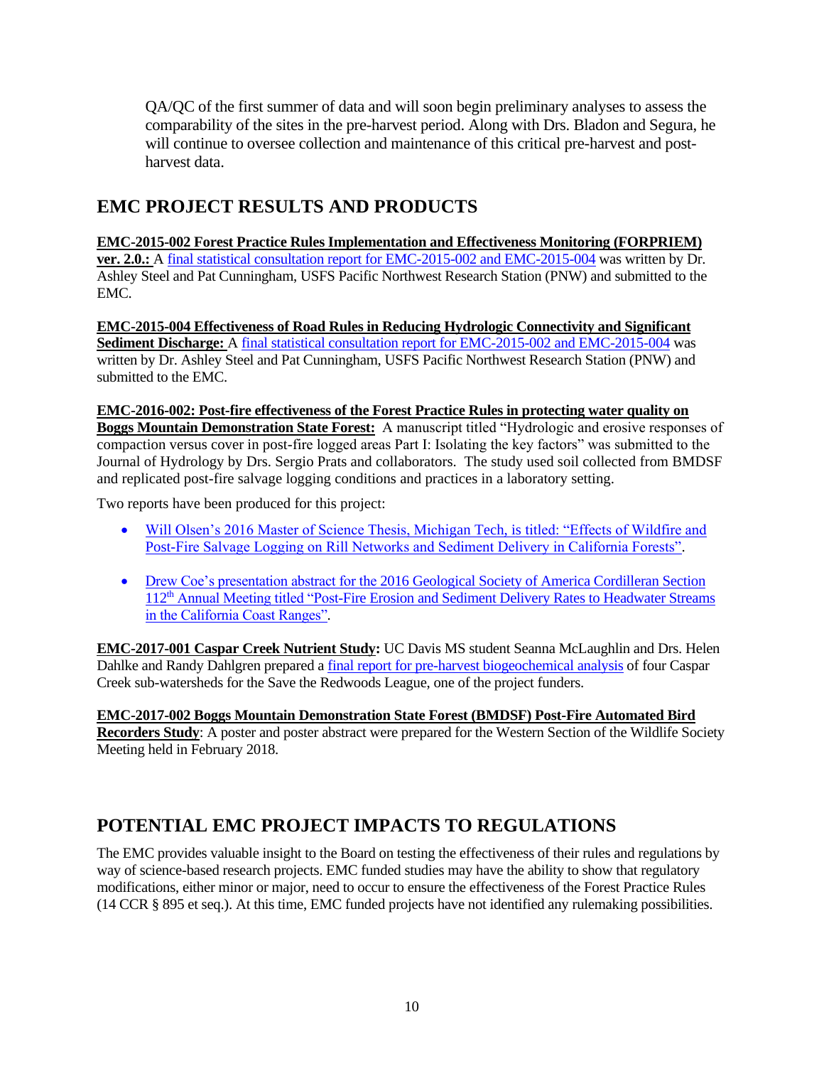QA/QC of the first summer of data and will soon begin preliminary analyses to assess the comparability of the sites in the pre-harvest period. Along with Drs. Bladon and Segura, he will continue to oversee collection and maintenance of this critical pre-harvest and post-harvest data.

## EMC PROJECT RESULTS AND PRODUCTS

**EMC-2015-002 Forest Practice Rules Implementation and Effectiveness Monitoring (FORPRIEM) ver. 2.0.:** A final statistical consultation report for EMC-2015-002 and EMC-2015-004 was written by Dr. Ashley Steel and Pat Cunningham, USFS Pacific Northwest Research Station (PNW) and submitted to the EMC.

**EMC-2015-004 Effectiveness of Road Rules in Reducing Hydrologic Connectivity and Significant Sediment Discharge:** A final statistical consultation report for EMC-2015-002 and EMC-2015-004 was written by Dr. Ashley Steel and Pat Cunningham, USFS Pacific Northwest Research Station (PNW) and submitted to the EMC.

**EMC-2016-002: Post-fire effectiveness of the Forest Practice Rules in protecting water quality on Boggs Mountain Demonstration State Forest:** A manuscript titled "Hydrologic and erosive responses of compaction versus cover in post-fire logged areas Part I: Isolating the key factors" was submitted to the Journal of Hydrology by Drs. Sergio Prats and collaborators. The study used soil collected from BMDSF and replicated post-fire salvage logging conditions and practices in a laboratory setting.

Two reports have been produced for this project:

- Will Olsen's 2016 Master of Science Thesis, Michigan Tech, is titled: "Effects of Wildfire and Post-Fire Salvage Logging on Rill Networks and Sediment Delivery in California Forests".
- Drew Coe's presentation abstract for the 2016 Geological Society of America Cordilleran Section 112th Annual Meeting titled "Post-Fire Erosion and Sediment Delivery Rates to Headwater Streams in the California Coast Ranges".

**EMC-2017-001 Caspar Creek Nutrient Study:** UC Davis MS student Seanna McLaughlin and Drs. Helen Dahlke and Randy Dahlgren prepared a final report for pre-harvest biogeochemical analysis of four Caspar Creek sub-watersheds for the Save the Redwoods League, one of the project funders.

**EMC-2017-002 Boggs Mountain Demonstration State Forest (BMDSF) Post-Fire Automated Bird Recorders Study**: A poster and poster abstract were prepared for the Western Section of the Wildlife Society Meeting held in February 2018.

## POTENTIAL EMC PROJECT IMPACTS TO REGULATIONS

The EMC provides valuable insight to the Board on testing the effectiveness of their rules and regulations by way of science-based research projects. EMC funded studies may have the ability to show that regulatory modifications, either minor or major, need to occur to ensure the effectiveness of the Forest Practice Rules (14 CCR § 895 et seq.). At this time, EMC funded projects have not identified any rulemaking possibilities.